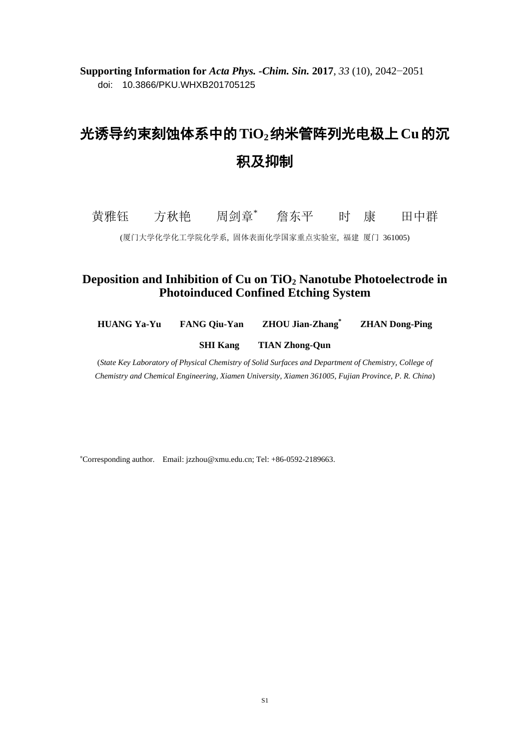**Supporting Information for** ***Acta Phys. -Chim. Sin.*** **2017**, *33* (10), 2042−2051
doi: 10.3866/PKU.WHXB201705125

# 光诱导约束刻蚀体系中的 $TiO_2$ 纳米管阵列光电极上 Cu 的沉积及抑制

黄雅钰　　方秋艳　　周剑章*　　詹东平　　时　康　　田中群

(厦门大学化学化工学院化学系, 固体表面化学国家重点实验室, 福建 厦门 361005)

# Deposition and Inhibition of Cu on $TiO_2$ Nanotube Photoelectrode in Photoinduced Confined Etching System

**HUANG Ya-Yu　　FANG Qiu-Yan　　ZHOU Jian-Zhang*　　ZHAN Dong-Ping**

**SHI Kang　　TIAN Zhong-Qun**

(*State Key Laboratory of Physical Chemistry of Solid Surfaces and Department of Chemistry, College of Chemistry and Chemical Engineering, Xiamen University, Xiamen 361005, Fujian Province, P. R. China*)

*Corresponding author. Email: jzzhou@xmu.edu.cn; Tel: +86-0592-2189663.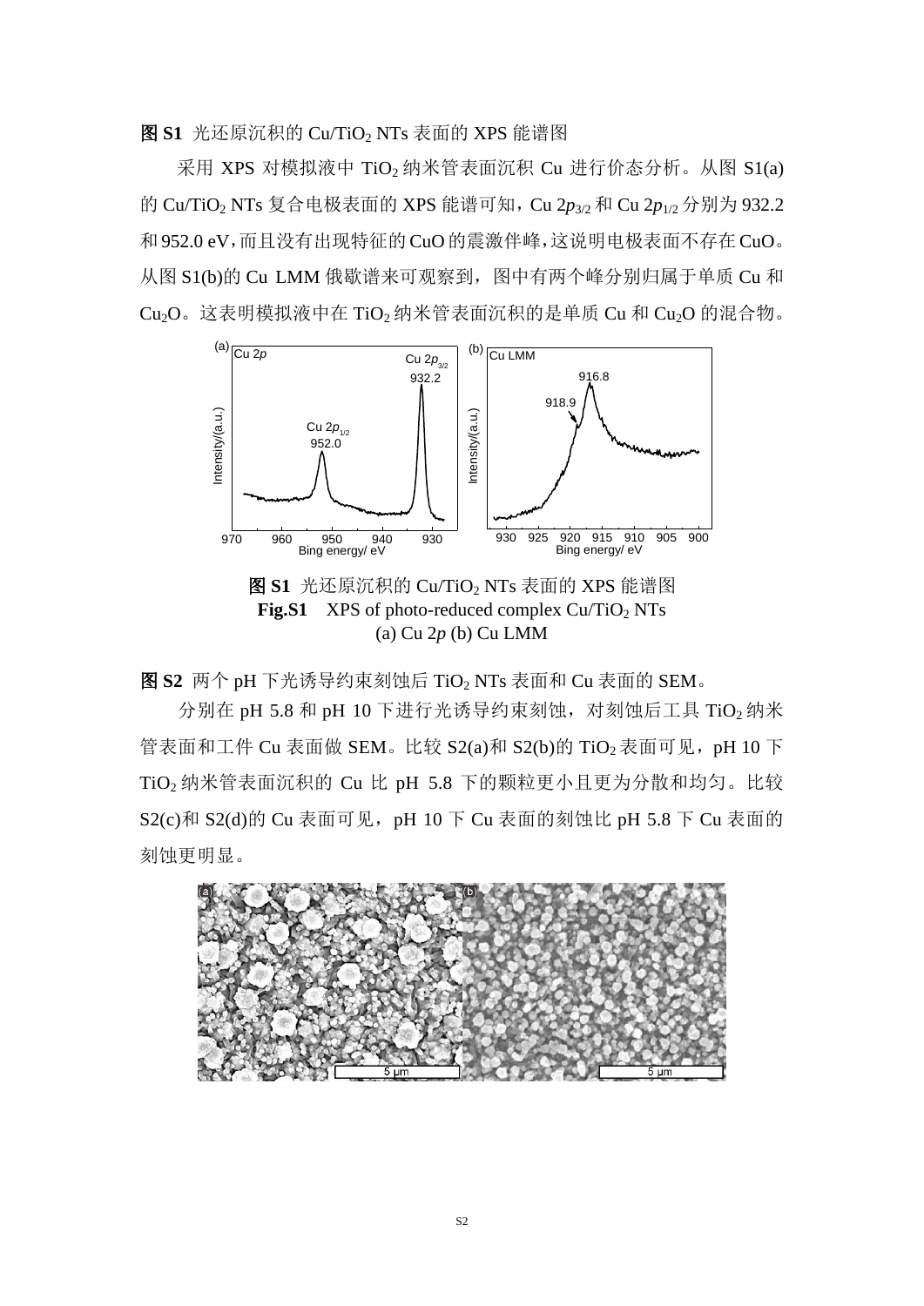**图 S1** 光还原沉积的 $Cu/TiO_2$ NTs 表面的 XPS 能谱图

采用 XPS 对模拟液中 $TiO_2$ 纳米管表面沉积 Cu 进行价态分析。从图 S1(a)的 $Cu/TiO_2$ NTs 复合电极表面的 XPS 能谱可知，Cu $2p_{3/2}$ 和 Cu $2p_{1/2}$ 分别为 932.2 和 952.0 eV，而且没有出现特征的CuO的震激伴峰，这说明电极表面不存在CuO。从图 S1(b)的 Cu LMM 俄歇谱来可观察到，图中有两个峰分别归属于单质 Cu 和 $Cu_2O$。这表明模拟液中在 $TiO_2$ 纳米管表面沉积的是单质 Cu 和 $Cu_2O$ 的混合物。

**图 S1** 光还原沉积的 $Cu/TiO_2$ NTs 表面的 XPS 能谱图
**Fig.S1** XPS of photo-reduced complex $Cu/TiO_2$ NTs
(a) Cu 2*p* (b) Cu LMM

**图 S2** 两个 pH 下光诱导约束刻蚀后 $TiO_2$ NTs 表面和 Cu 表面的 SEM。

分别在 pH 5.8 和 pH 10 下进行光诱导约束刻蚀，对刻蚀后工具 $TiO_2$ 纳米管表面和工件 Cu 表面做 SEM。比较 S2(a)和 S2(b)的 $TiO_2$ 表面可见，pH 10 下 $TiO_2$ 纳米管表面沉积的 Cu 比 pH 5.8 下的颗粒更小且更为分散和均匀。比较 S2(c)和 S2(d)的 Cu 表面可见，pH 10 下 Cu 表面的刻蚀比 pH 5.8 下 Cu 表面的刻蚀更明显。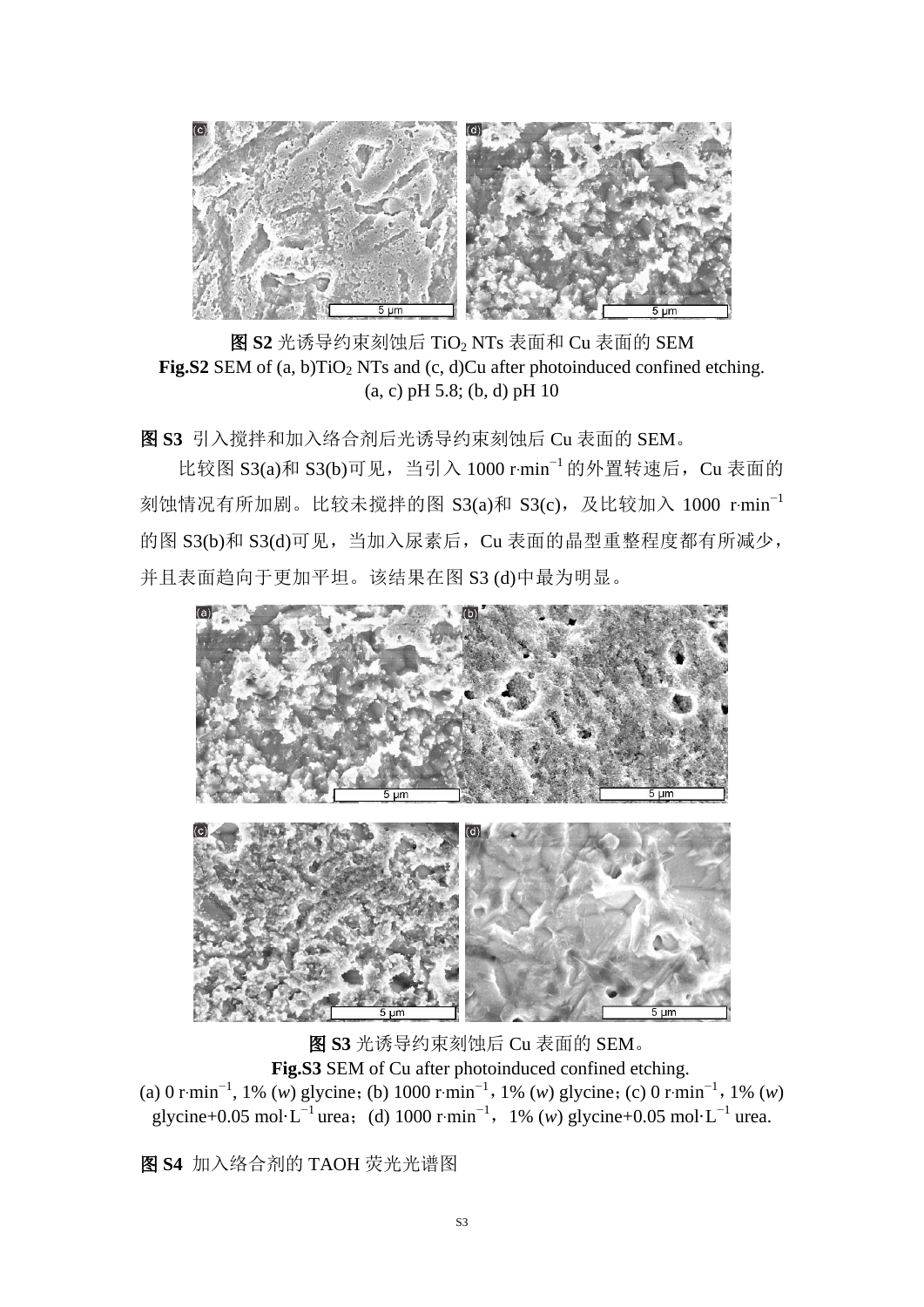**图 S2** 光诱导约束刻蚀后 $TiO_2$ NTs 表面和 Cu 表面的 SEM

**Fig.S2** SEM of (a, b)$TiO_2$ NTs and (c, d)Cu after photoinduced confined etching.

(a, c) pH 5.8; (b, d) pH 10

**图 S3** 引入搅拌和加入络合剂后光诱导约束刻蚀后 Cu 表面的 SEM。

比较图 S3(a)和 S3(b)可见，当引入 1000 $r \cdot min^{-1}$ 的外置转速后，Cu 表面的刻蚀情况有所加剧。比较未搅拌的图 S3(a)和 S3(c)，及比较加入 1000 $r \cdot min^{-1}$ 的图 S3(b)和 S3(d)可见，当加入尿素后，Cu 表面的晶型重整程度都有所减少，并且表面趋向于更加平坦。该结果在图 S3 (d)中最为明显。

**图 S3** 光诱导约束刻蚀后 Cu 表面的 SEM。

**Fig.S3** SEM of Cu after photoinduced confined etching.

(a) 0 $r \cdot min^{-1}$, 1% (*w*) glycine; (b) 1000 $r \cdot min^{-1}$, 1% (*w*) glycine; (c) 0 $r \cdot min^{-1}$, 1% (*w*) glycine+0.05 $mol \cdot L^{-1}$ urea; (d) 1000 $r \cdot min^{-1}$, 1% (*w*) glycine+0.05 $mol \cdot L^{-1}$ urea.

**图 S4** 加入络合剂的 TAOH 荧光光谱图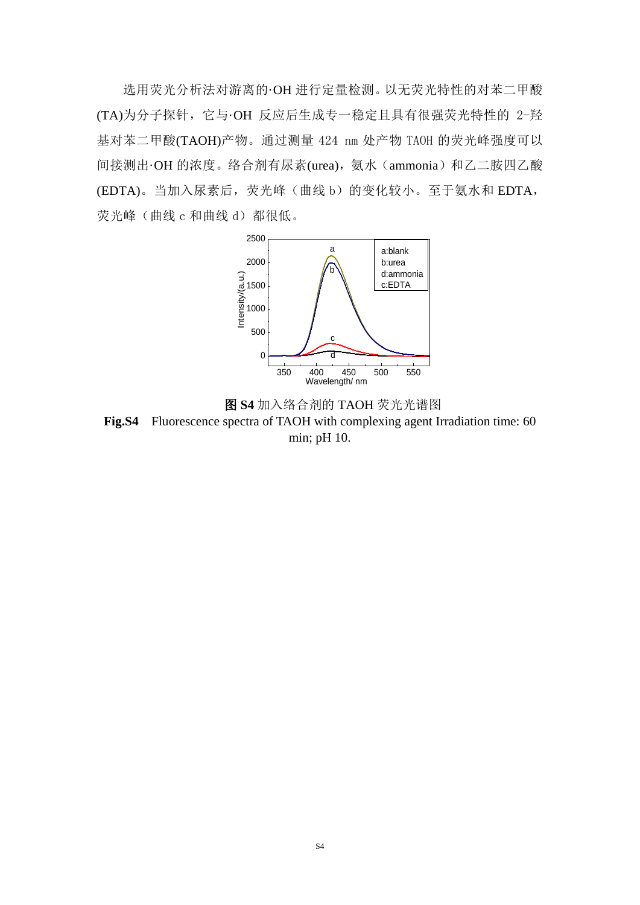选用荧光分析法对游离的·OH 进行定量检测。以无荧光特性的对苯二甲酸(TA)为分子探针，它与·OH 反应后生成专一稳定且具有很强荧光特性的 2-羟基对苯二甲酸(TAOH)产物。通过测量 424 nm 处产物 TAOH 的荧光峰强度可以间接测出·OH 的浓度。络合剂有尿素(urea)，氨水（ammonia）和乙二胺四乙酸(EDTA)。当加入尿素后，荧光峰（曲线 b）的变化较小。至于氨水和 EDTA，荧光峰（曲线 c 和曲线 d）都很低。

Intensity/(a.u.)
2500
2000
1500
1000
500
0
350 400 450 500 550
Wavelength/ nm
a
b
c
d
a:blank
b:urea
d:ammonia
c:EDTA

**图 S4** 加入络合剂的 TAOH 荧光光谱图

**Fig.S4** Fluorescence spectra of TAOH with complexing agent Irradiation time: 60 min; pH 10.